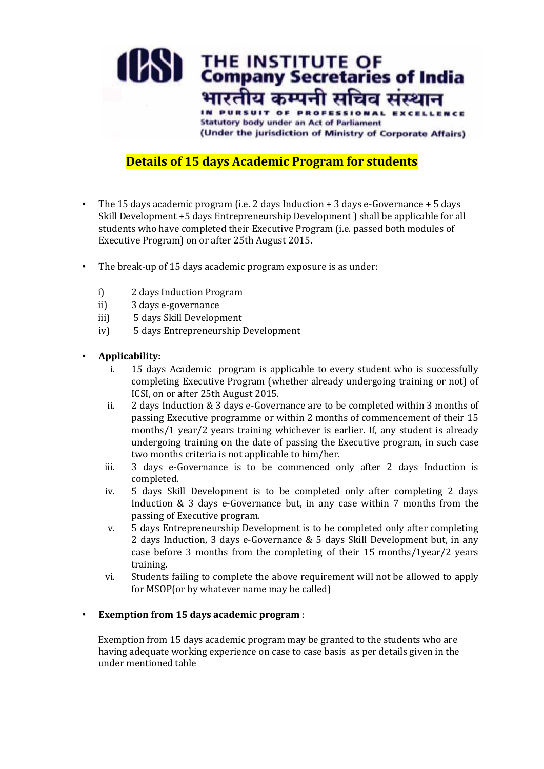THE INSTITUTE OF
Company Secretaries of India
भारतीय कम्पनी सचिव संस्थान
IN PURSUIT OF PROFESSIONAL EXCELLENCE
Statutory body under an Act of Parliament
(Under the jurisdiction of Ministry of Corporate Affairs)

# Details of 15 days Academic Program for students

- The 15 days academic program (i.e. 2 days Induction + 3 days e-Governance + 5 days Skill Development +5 days Entrepreneurship Development ) shall be applicable for all students who have completed their Executive Program (i.e. passed both modules of Executive Program) on or after 25th August 2015.

- The break-up of 15 days academic program exposure is as under:

  i) 2 days Induction Program
  ii) 3 days e-governance
  iii) 5 days Skill Development
  iv) 5 days Entrepreneurship Development

- **Applicability:**
  i. 15 days Academic program is applicable to every student who is successfully completing Executive Program (whether already undergoing training or not) of ICSI, on or after 25th August 2015.
  ii. 2 days Induction & 3 days e-Governance are to be completed within 3 months of passing Executive programme or within 2 months of commencement of their 15 months/1 year/2 years training whichever is earlier. If, any student is already undergoing training on the date of passing the Executive program, in such case two months criteria is not applicable to him/her.
  iii. 3 days e-Governance is to be commenced only after 2 days Induction is completed.
  iv. 5 days Skill Development is to be completed only after completing 2 days Induction & 3 days e-Governance but, in any case within 7 months from the passing of Executive program.
  v. 5 days Entrepreneurship Development is to be completed only after completing 2 days Induction, 3 days e-Governance & 5 days Skill Development but, in any case before 3 months from the completing of their 15 months/1year/2 years training.
  vi. Students failing to complete the above requirement will not be allowed to apply for MSOP(or by whatever name may be called)

- **Exemption from 15 days academic program** :

  Exemption from 15 days academic program may be granted to the students who are having adequate working experience on case to case basis as per details given in the under mentioned table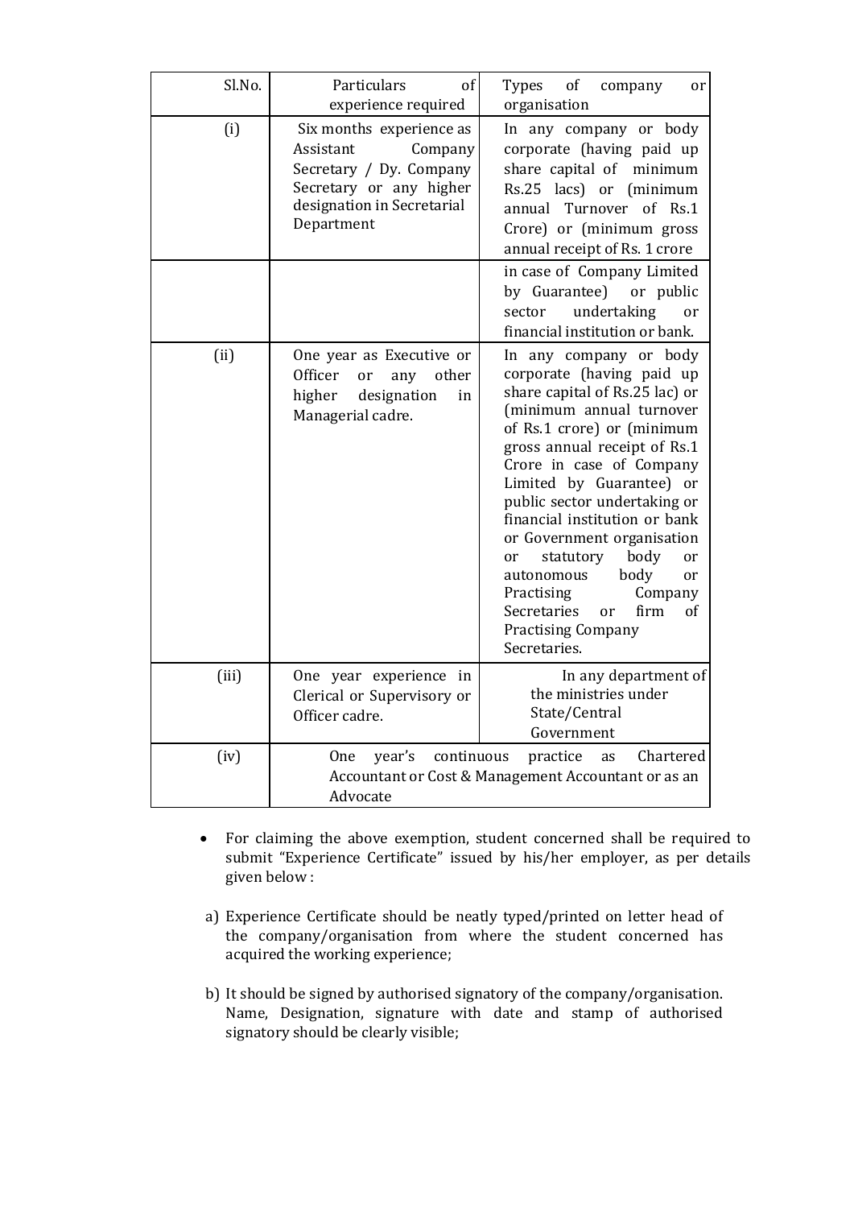| Sl.No. | Particulars of experience required | Types of company or organisation |
|---|---|---|
| (i) | Six months experience as Assistant Company Secretary / Dy. Company Secretary or any higher designation in Secretarial Department | In any company or body corporate (having paid up share capital of minimum Rs.25 lacs) or (minimum annual Turnover of Rs.1 Crore) or (minimum gross annual receipt of Rs. 1 crore in case of Company Limited by Guarantee) or public sector undertaking or financial institution or bank. |
| (ii) | One year as Executive or Officer or any other higher designation in Managerial cadre. | In any company or body corporate (having paid up share capital of Rs.25 lac) or (minimum annual turnover of Rs.1 crore) or (minimum gross annual receipt of Rs.1 Crore in case of Company Limited by Guarantee) or public sector undertaking or financial institution or bank or Government organisation or statutory body or autonomous body or Practising Company Secretaries or firm of Practising Company Secretaries. |
| (iii) | One year experience in Clerical or Supervisory or Officer cadre. | In any department of the ministries under State/Central Government |
| (iv) | One year's continuous practice as Chartered Accountant or Cost & Management Accountant or as an Advocate | |

- For claiming the above exemption, student concerned shall be required to submit "Experience Certificate" issued by his/her employer, as per details given below :

a) Experience Certificate should be neatly typed/printed on letter head of the company/organisation from where the student concerned has acquired the working experience;

b) It should be signed by authorised signatory of the company/organisation. Name, Designation, signature with date and stamp of authorised signatory should be clearly visible;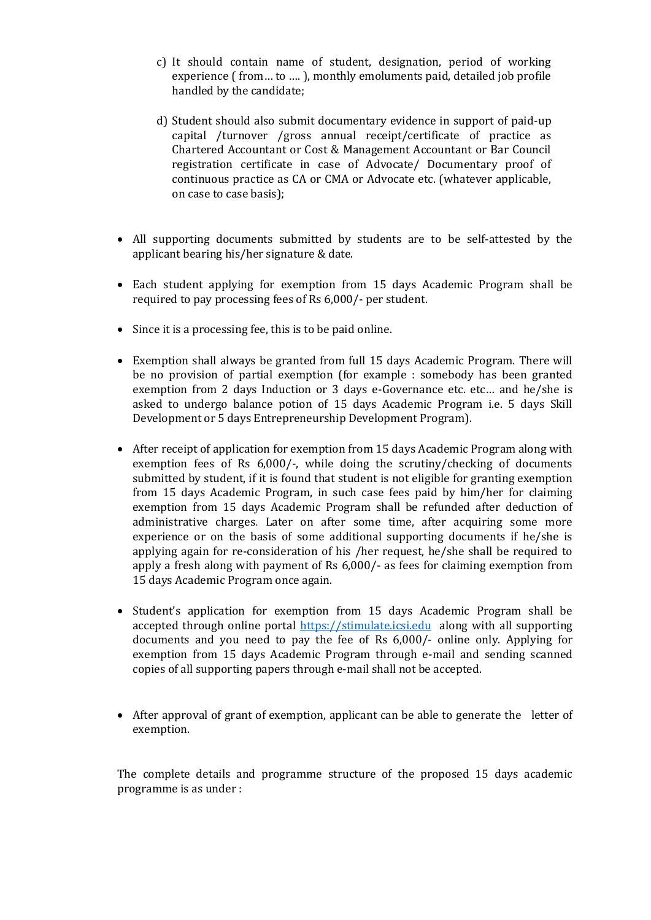c) It should contain name of student, designation, period of working experience ( from… to …. ), monthly emoluments paid, detailed job profile handled by the candidate;

d) Student should also submit documentary evidence in support of paid-up capital /turnover /gross annual receipt/certificate of practice as Chartered Accountant or Cost & Management Accountant or Bar Council registration certificate in case of Advocate/ Documentary proof of continuous practice as CA or CMA or Advocate etc. (whatever applicable, on case to case basis);

- All supporting documents submitted by students are to be self-attested by the applicant bearing his/her signature & date.

- Each student applying for exemption from 15 days Academic Program shall be required to pay processing fees of Rs 6,000/- per student.

- Since it is a processing fee, this is to be paid online.

- Exemption shall always be granted from full 15 days Academic Program. There will be no provision of partial exemption (for example : somebody has been granted exemption from 2 days Induction or 3 days e-Governance etc. etc… and he/she is asked to undergo balance potion of 15 days Academic Program i.e. 5 days Skill Development or 5 days Entrepreneurship Development Program).

- After receipt of application for exemption from 15 days Academic Program along with exemption fees of Rs 6,000/-, while doing the scrutiny/checking of documents submitted by student, if it is found that student is not eligible for granting exemption from 15 days Academic Program, in such case fees paid by him/her for claiming exemption from 15 days Academic Program shall be refunded after deduction of administrative charges. Later on after some time, after acquiring some more experience or on the basis of some additional supporting documents if he/she is applying again for re-consideration of his /her request, he/she shall be required to apply a fresh along with payment of Rs 6,000/- as fees for claiming exemption from 15 days Academic Program once again.

- Student's application for exemption from 15 days Academic Program shall be accepted through online portal [https://stimulate.icsi.edu](https://stimulate.icsi.edu) along with all supporting documents and you need to pay the fee of Rs 6,000/- online only. Applying for exemption from 15 days Academic Program through e-mail and sending scanned copies of all supporting papers through e-mail shall not be accepted.

- After approval of grant of exemption, applicant can be able to generate the letter of exemption.

The complete details and programme structure of the proposed 15 days academic programme is as under :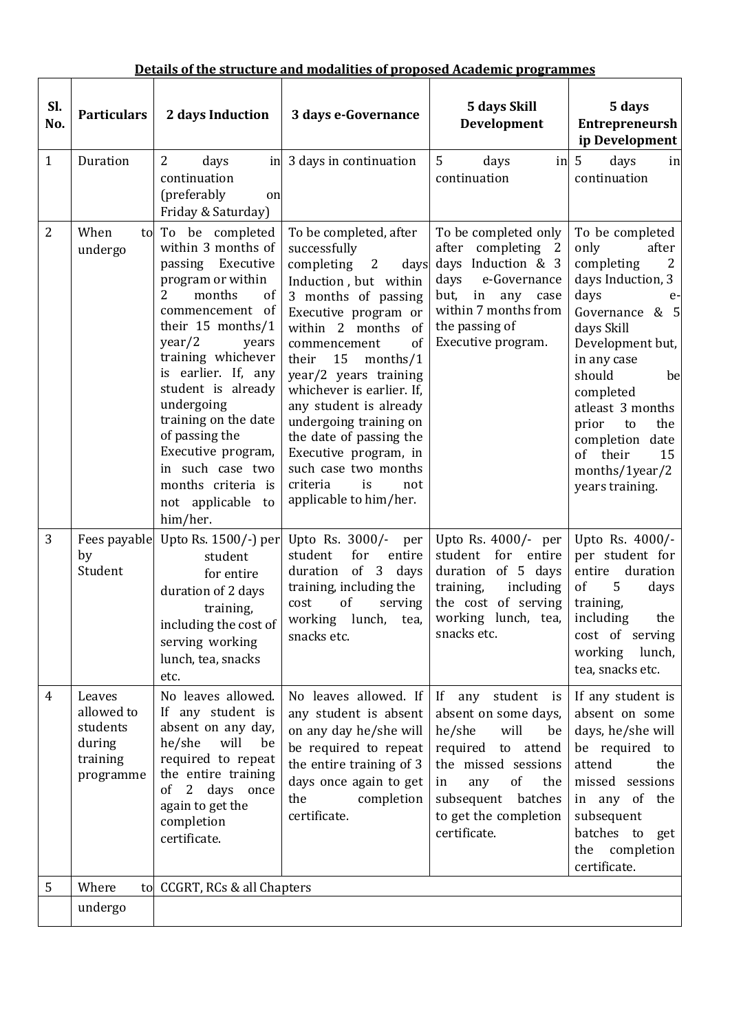**Details of the structure and modalities of proposed Academic programmes**

| Sl. No. | Particulars | 2 days Induction | 3 days e-Governance | 5 days Skill Development | 5 days Entrepreneurship Development |
|---|---|---|---|---|---|
| 1 | Duration | 2 days in continuation (preferably on Friday & Saturday) | 3 days in continuation | 5 days in continuation | 5 days in continuation |
| 2 | When to undergo | To be completed within 3 months of passing Executive program or within 2 months of commencement of their 15 months/1 year/2 years training whichever is earlier. If, any student is already undergoing training on the date of passing the Executive program, in such case two months criteria is not applicable to him/her. | To be completed, after successfully completing 2 days Induction , but within 3 months of passing Executive program or within 2 months of commencement of their 15 months/1 year/2 years training whichever is earlier. If, any student is already undergoing training on the date of passing the Executive program, in such case two months criteria is not applicable to him/her. | To be completed only after completing 2 days Induction & 3 days e-Governance but, in any case within 7 months from the passing of Executive program. | To be completed only after completing 2 days Induction, 3 days e-Governance & 5 days Skill Development but, in any case should be completed atleast 3 months prior to the completion date of their 15 months/1year/2 years training. |
| 3 | Fees payable by Student | Upto Rs. 1500/-) per student for entire duration of 2 days training, including the cost of serving working lunch, tea, snacks etc. | Upto Rs. 3000/- per student for entire duration of 3 days training, including the cost of serving working lunch, tea, snacks etc. | Upto Rs. 4000/- per student for entire duration of 5 days training, including the cost of serving working lunch, tea, snacks etc. | Upto Rs. 4000/- per student for entire duration of 5 days training, including the cost of serving working lunch, tea, snacks etc. |
| 4 | Leaves allowed to students during training programme | No leaves allowed. If any student is absent on any day, he/she will be required to repeat the entire training of 2 days once again to get the completion certificate. | No leaves allowed. If any student is absent on any day he/she will be required to repeat the entire training of 3 days once again to get the completion certificate. | If any student is absent on some days, he/she will be required to attend the missed sessions in any of the subsequent batches to get the completion certificate. | If any student is absent on some days, he/she will be required to attend the missed sessions in any of the subsequent batches to get the completion certificate. |
| 5 | Where to undergo | CCGRT, RCs & all Chapters | | | |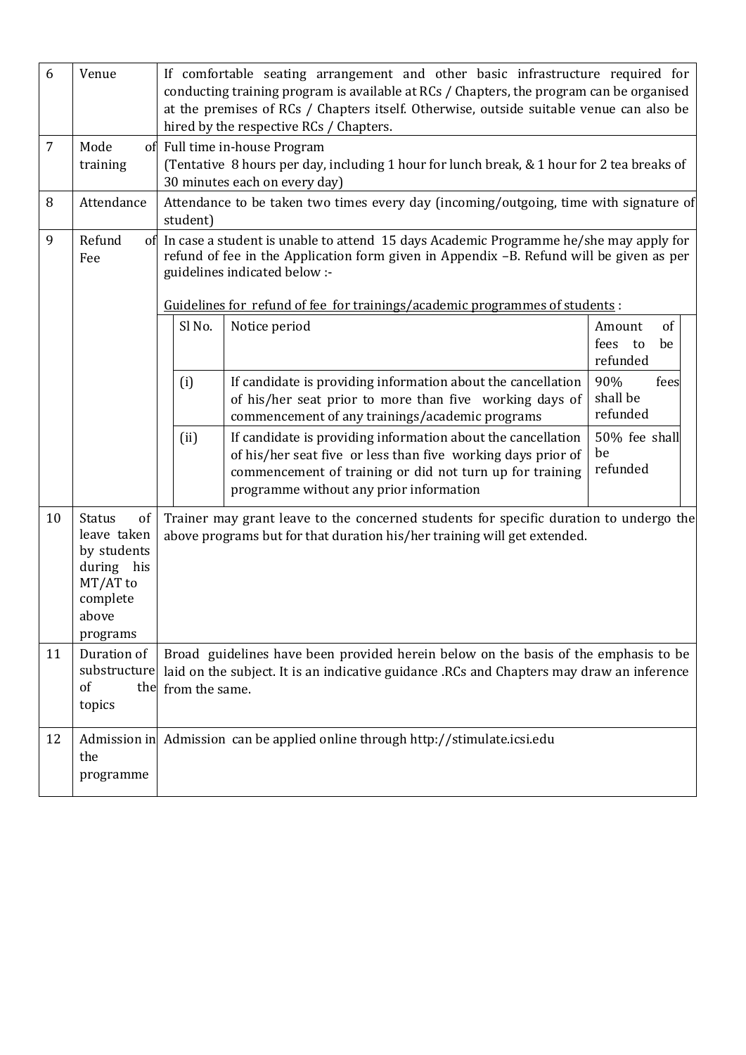| 6 | Venue | If comfortable seating arrangement and other basic infrastructure required for conducting training program is available at RCs / Chapters, the program can be organised at the premises of RCs / Chapters itself. Otherwise, outside suitable venue can also be hired by the respective RCs / Chapters. |
|---|---|---|
| 7 | Mode of training | Full time in-house Program<br>(Tentative 8 hours per day, including 1 hour for lunch break, & 1 hour for 2 tea breaks of 30 minutes each on every day) |
| 8 | Attendance | Attendance to be taken two times every day (incoming/outgoing, time with signature of student) |
| 9 | Refund of Fee | In case a student is unable to attend 15 days Academic Programme he/she may apply for refund of fee in the Application form given in Appendix –B. Refund will be given as per guidelines indicated below :-<br><br>Guidelines for refund of fee for trainings/academic programmes of students :<br><br>**Sl No.** – **Notice period** – **Amount of fees to be refunded**<br>(i) – If candidate is providing information about the cancellation of his/her seat prior to more than five working days of commencement of any trainings/academic programs – 90% fees shall be refunded<br>(ii) – If candidate is providing information about the cancellation of his/her seat five or less than five working days prior of commencement of training or did not turn up for training programme without any prior information – 50% fee shall be refunded |
| 10 | Status of leave taken by students during his MT/AT to complete above programs | Trainer may grant leave to the concerned students for specific duration to undergo the above programs but for that duration his/her training will get extended. |
| 11 | Duration of substructure of the topics | Broad guidelines have been provided herein below on the basis of the emphasis to be laid on the subject. It is an indicative guidance .RCs and Chapters may draw an inference from the same. |
| 12 | Admission in the programme | Admission can be applied online through http://stimulate.icsi.edu |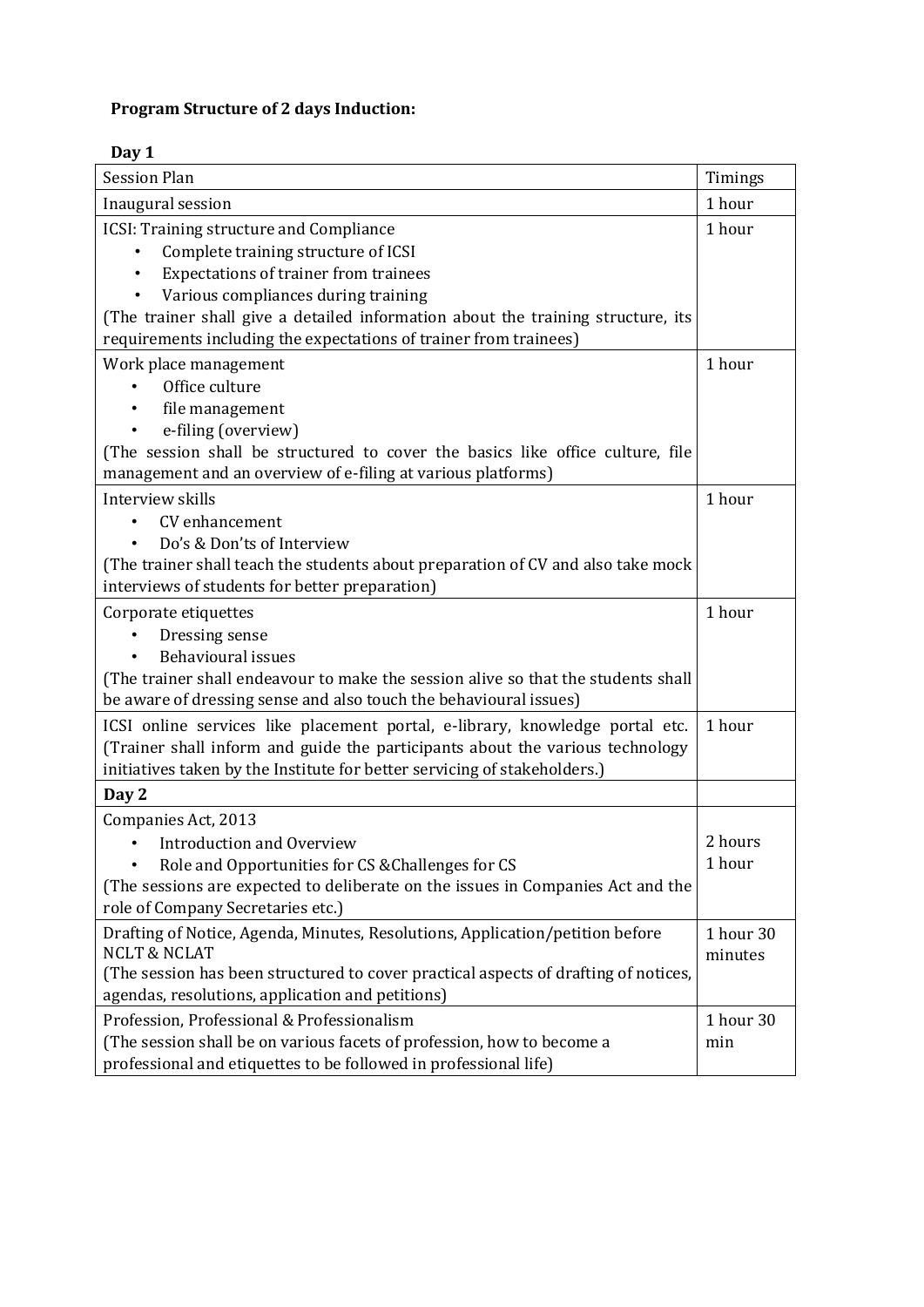**Program Structure of 2 days Induction:**

**Day 1**

| Session Plan | Timings |
|---|---|
| Inaugural session | 1 hour |
| ICSI: Training structure and Compliance<br>• Complete training structure of ICSI<br>• Expectations of trainer from trainees<br>• Various compliances during training<br>(The trainer shall give a detailed information about the training structure, its requirements including the expectations of trainer from trainees) | 1 hour |
| Work place management<br>• Office culture<br>• file management<br>• e-filing (overview)<br>(The session shall be structured to cover the basics like office culture, file management and an overview of e-filing at various platforms) | 1 hour |
| Interview skills<br>• CV enhancement<br>• Do's & Don'ts of Interview<br>(The trainer shall teach the students about preparation of CV and also take mock interviews of students for better preparation) | 1 hour |
| Corporate etiquettes<br>• Dressing sense<br>• Behavioural issues<br>(The trainer shall endeavour to make the session alive so that the students shall be aware of dressing sense and also touch the behavioural issues) | 1 hour |
| ICSI online services like placement portal, e-library, knowledge portal etc. (Trainer shall inform and guide the participants about the various technology initiatives taken by the Institute for better servicing of stakeholders.) | 1 hour |
| **Day 2** | |
| Companies Act, 2013<br>• Introduction and Overview<br>• Role and Opportunities for CS &Challenges for CS<br>(The sessions are expected to deliberate on the issues in Companies Act and the role of Company Secretaries etc.) | 2 hours<br>1 hour |
| Drafting of Notice, Agenda, Minutes, Resolutions, Application/petition before NCLT & NCLAT<br>(The session has been structured to cover practical aspects of drafting of notices, agendas, resolutions, application and petitions) | 1 hour 30 minutes |
| Profession, Professional & Professionalism<br>(The session shall be on various facets of profession, how to become a professional and etiquettes to be followed in professional life) | 1 hour 30 min |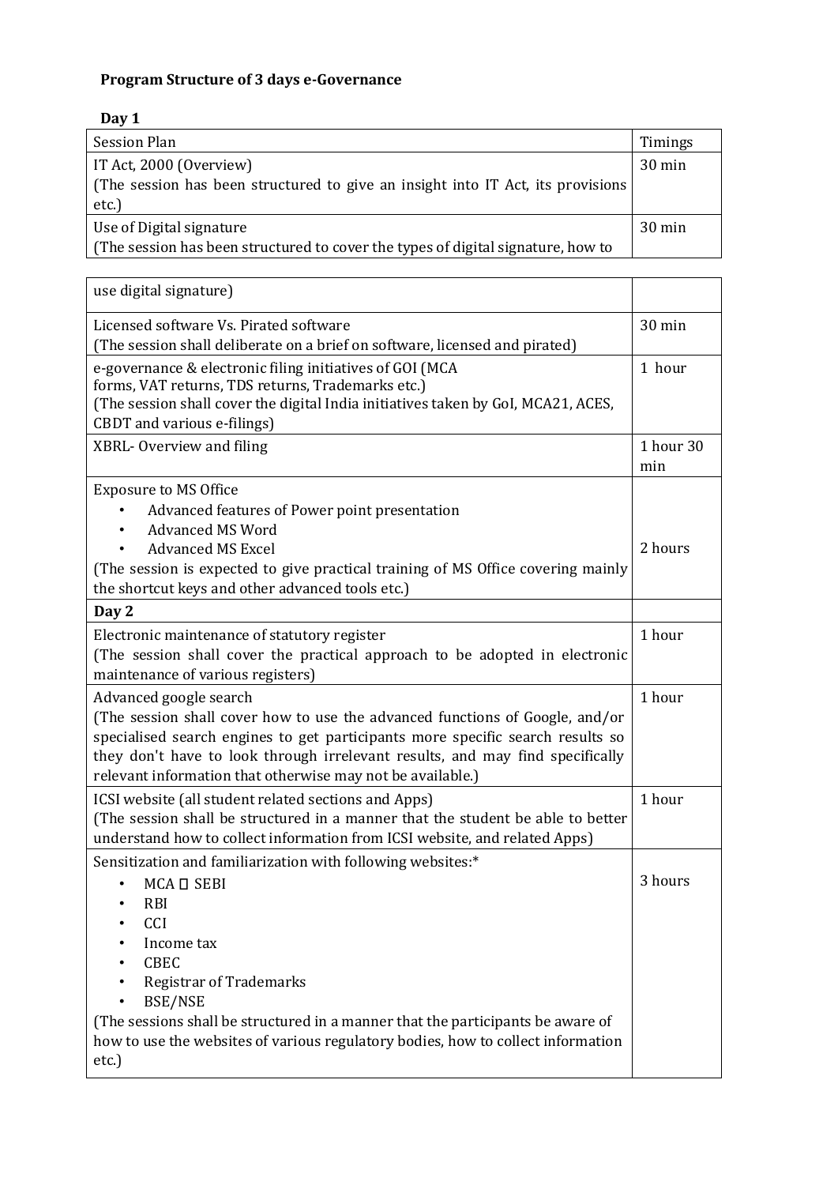**Program Structure of 3 days e-Governance**

**Day 1**

| Session Plan | Timings |
| --- | --- |
| IT Act, 2000 (Overview)<br>(The session has been structured to give an insight into IT Act, its provisions etc.) | 30 min |
| Use of Digital signature<br>(The session has been structured to cover the types of digital signature, how to use digital signature) | 30 min |
| Licensed software Vs. Pirated software<br>(The session shall deliberate on a brief on software, licensed and pirated) | 30 min |
| e-governance & electronic filing initiatives of GOI (MCA forms, VAT returns, TDS returns, Trademarks etc.)<br>(The session shall cover the digital India initiatives taken by GoI, MCA21, ACES, CBDT and various e-filings) | 1 hour |
| XBRL- Overview and filing | 1 hour 30 min |
| Exposure to MS Office<br>• Advanced features of Power point presentation<br>• Advanced MS Word<br>• Advanced MS Excel<br>(The session is expected to give practical training of MS Office covering mainly the shortcut keys and other advanced tools etc.) | 2 hours |
| **Day 2** | |
| Electronic maintenance of statutory register<br>(The session shall cover the practical approach to be adopted in electronic maintenance of various registers) | 1 hour |
| Advanced google search<br>(The session shall cover how to use the advanced functions of Google, and/or specialised search engines to get participants more specific search results so they don't have to look through irrelevant results, and may find specifically relevant information that otherwise may not be available.) | 1 hour |
| ICSI website (all student related sections and Apps)<br>(The session shall be structured in a manner that the student be able to better understand how to collect information from ICSI website, and related Apps) | 1 hour |
| Sensitization and familiarization with following websites:*<br>• MCA  SEBI<br>• RBI<br>• CCI<br>• Income tax<br>• CBEC<br>• Registrar of Trademarks<br>• BSE/NSE<br>(The sessions shall be structured in a manner that the participants be aware of how to use the websites of various regulatory bodies, how to collect information etc.) | 3 hours |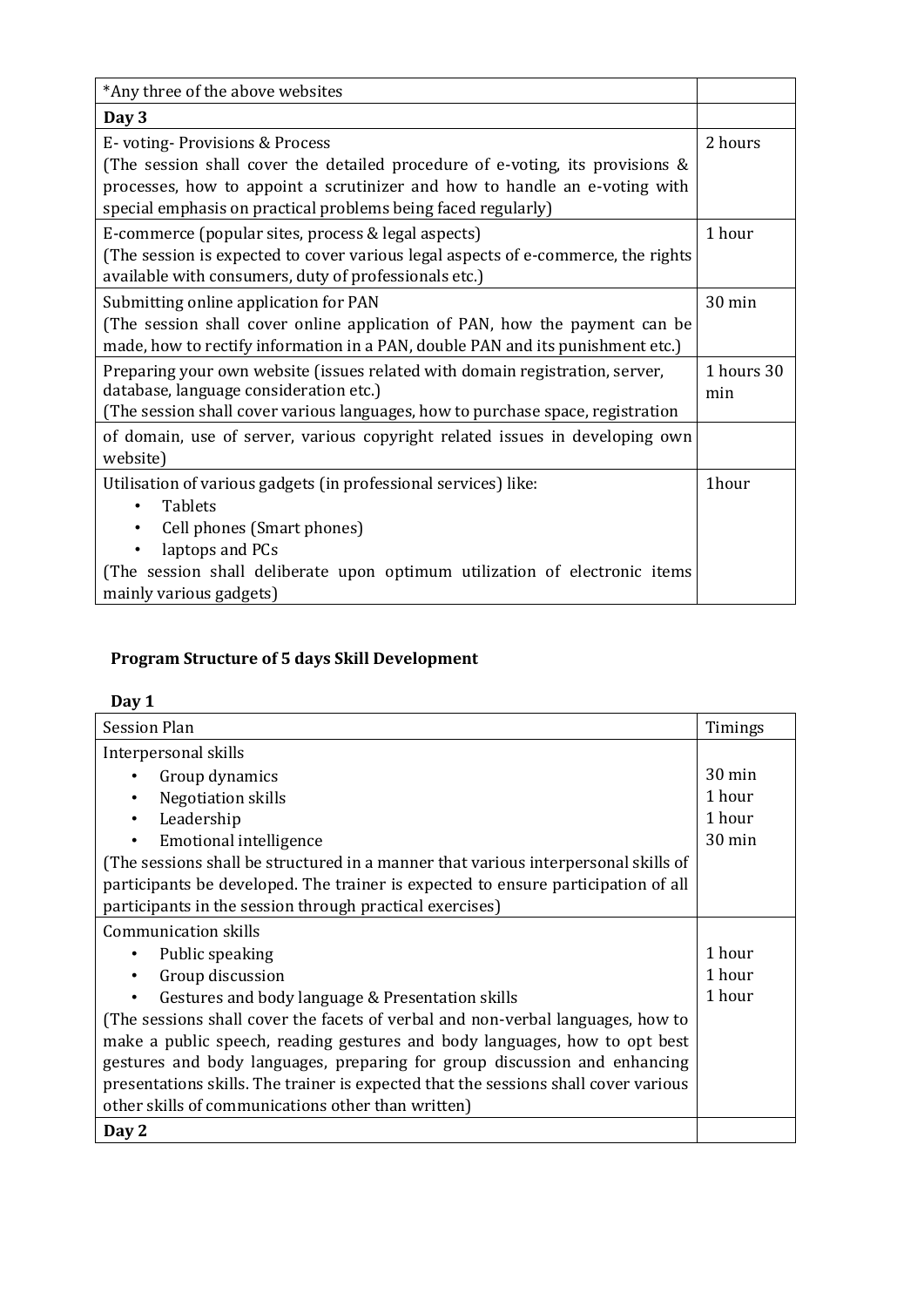| *Any three of the above websites | |
|---|---|
| **Day 3** | |
| E- voting- Provisions & Process<br>(The session shall cover the detailed procedure of e-voting, its provisions & processes, how to appoint a scrutinizer and how to handle an e-voting with special emphasis on practical problems being faced regularly) | 2 hours |
| E-commerce (popular sites, process & legal aspects)<br>(The session is expected to cover various legal aspects of e-commerce, the rights available with consumers, duty of professionals etc.) | 1 hour |
| Submitting online application for PAN<br>(The session shall cover online application of PAN, how the payment can be made, how to rectify information in a PAN, double PAN and its punishment etc.) | 30 min |
| Preparing your own website (issues related with domain registration, server, database, language consideration etc.)<br>(The session shall cover various languages, how to purchase space, registration | 1 hours 30 min |
| of domain, use of server, various copyright related issues in developing own website) | |
| Utilisation of various gadgets (in professional services) like:<br>• Tablets<br>• Cell phones (Smart phones)<br>• laptops and PCs<br>(The session shall deliberate upon optimum utilization of electronic items mainly various gadgets) | 1hour |

**Program Structure of 5 days Skill Development**

**Day 1**

| Session Plan | Timings |
|---|---|
| Interpersonal skills<br>• Group dynamics<br>• Negotiation skills<br>• Leadership<br>• Emotional intelligence<br>(The sessions shall be structured in a manner that various interpersonal skills of participants be developed. The trainer is expected to ensure participation of all participants in the session through practical exercises) | <br>30 min<br>1 hour<br>1 hour<br>30 min |
| Communication skills<br>• Public speaking<br>• Group discussion<br>• Gestures and body language & Presentation skills<br>(The sessions shall cover the facets of verbal and non-verbal languages, how to make a public speech, reading gestures and body languages, how to opt best gestures and body languages, preparing for group discussion and enhancing presentations skills. The trainer is expected that the sessions shall cover various other skills of communications other than written) | <br>1 hour<br>1 hour<br>1 hour |
| **Day 2** | |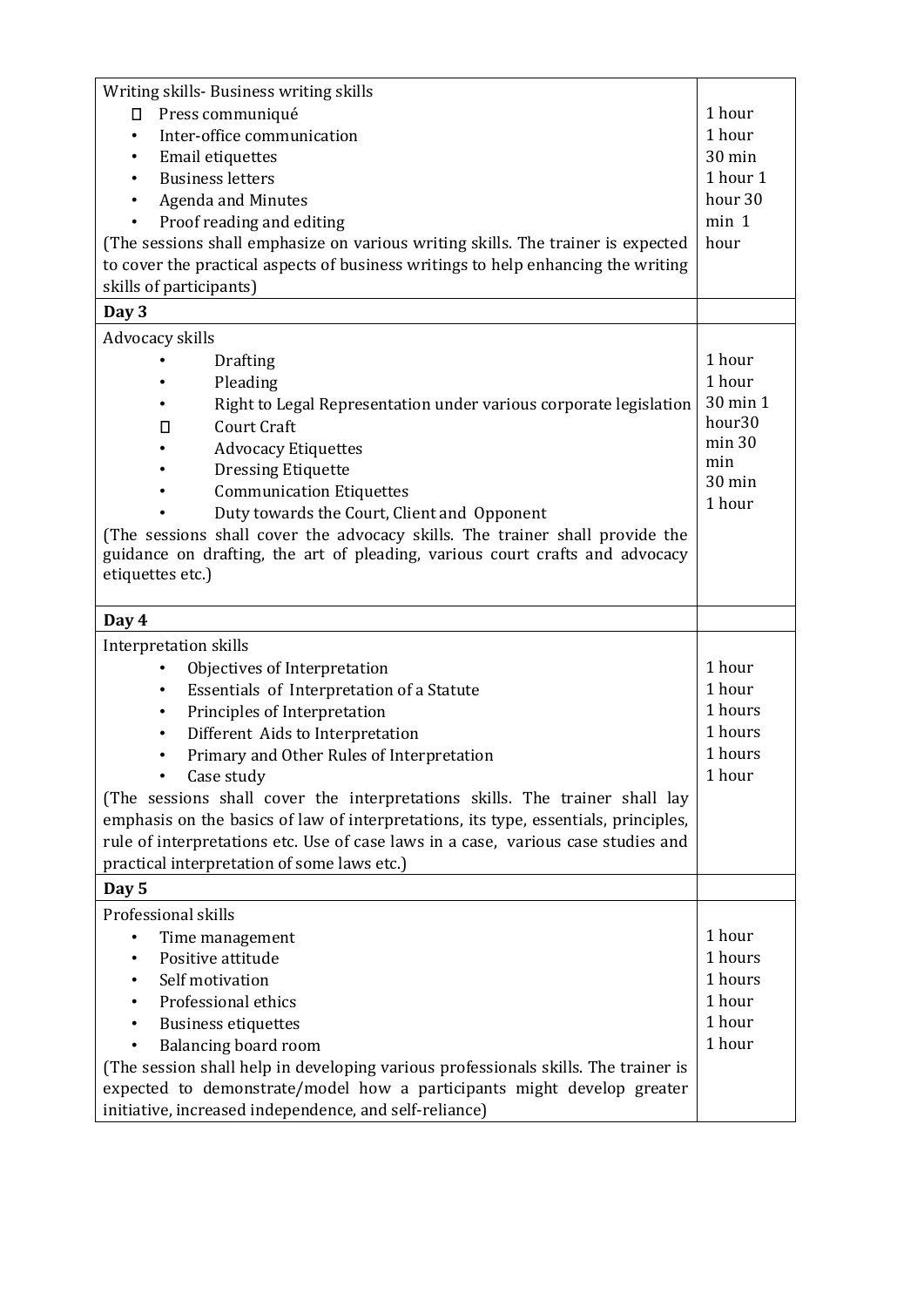| Writing skills- Business writing skills<br>□ Press communiqué<br>• Inter-office communication<br>• Email etiquettes<br>• Business letters<br>• Agenda and Minutes<br>• Proof reading and editing<br>(The sessions shall emphasize on various writing skills. The trainer is expected to cover the practical aspects of business writings to help enhancing the writing skills of participants) | 1 hour<br>1 hour<br>30 min<br>1 hour 1<br>hour 30<br>min 1<br>hour |
|---|---|
| **Day 3** | |
| Advocacy skills<br>• Drafting<br>• Pleading<br>• Right to Legal Representation under various corporate legislation<br>□ Court Craft<br>• Advocacy Etiquettes<br>• Dressing Etiquette<br>• Communication Etiquettes<br>• Duty towards the Court, Client and Opponent<br>(The sessions shall cover the advocacy skills. The trainer shall provide the guidance on drafting, the art of pleading, various court crafts and advocacy etiquettes etc.) | 1 hour<br>1 hour<br>30 min 1<br>hour30<br>min 30<br>min<br>30 min<br>1 hour |
| **Day 4** | |
| Interpretation skills<br>• Objectives of Interpretation<br>• Essentials of Interpretation of a Statute<br>• Principles of Interpretation<br>• Different Aids to Interpretation<br>• Primary and Other Rules of Interpretation<br>• Case study<br>(The sessions shall cover the interpretations skills. The trainer shall lay emphasis on the basics of law of interpretations, its type, essentials, principles, rule of interpretations etc. Use of case laws in a case, various case studies and practical interpretation of some laws etc.) | 1 hour<br>1 hour<br>1 hours<br>1 hours<br>1 hours<br>1 hour |
| **Day 5** | |
| Professional skills<br>• Time management<br>• Positive attitude<br>• Self motivation<br>• Professional ethics<br>• Business etiquettes<br>• Balancing board room<br>(The session shall help in developing various professionals skills. The trainer is expected to demonstrate/model how a participants might develop greater initiative, increased independence, and self-reliance) | 1 hour<br>1 hours<br>1 hours<br>1 hour<br>1 hour<br>1 hour |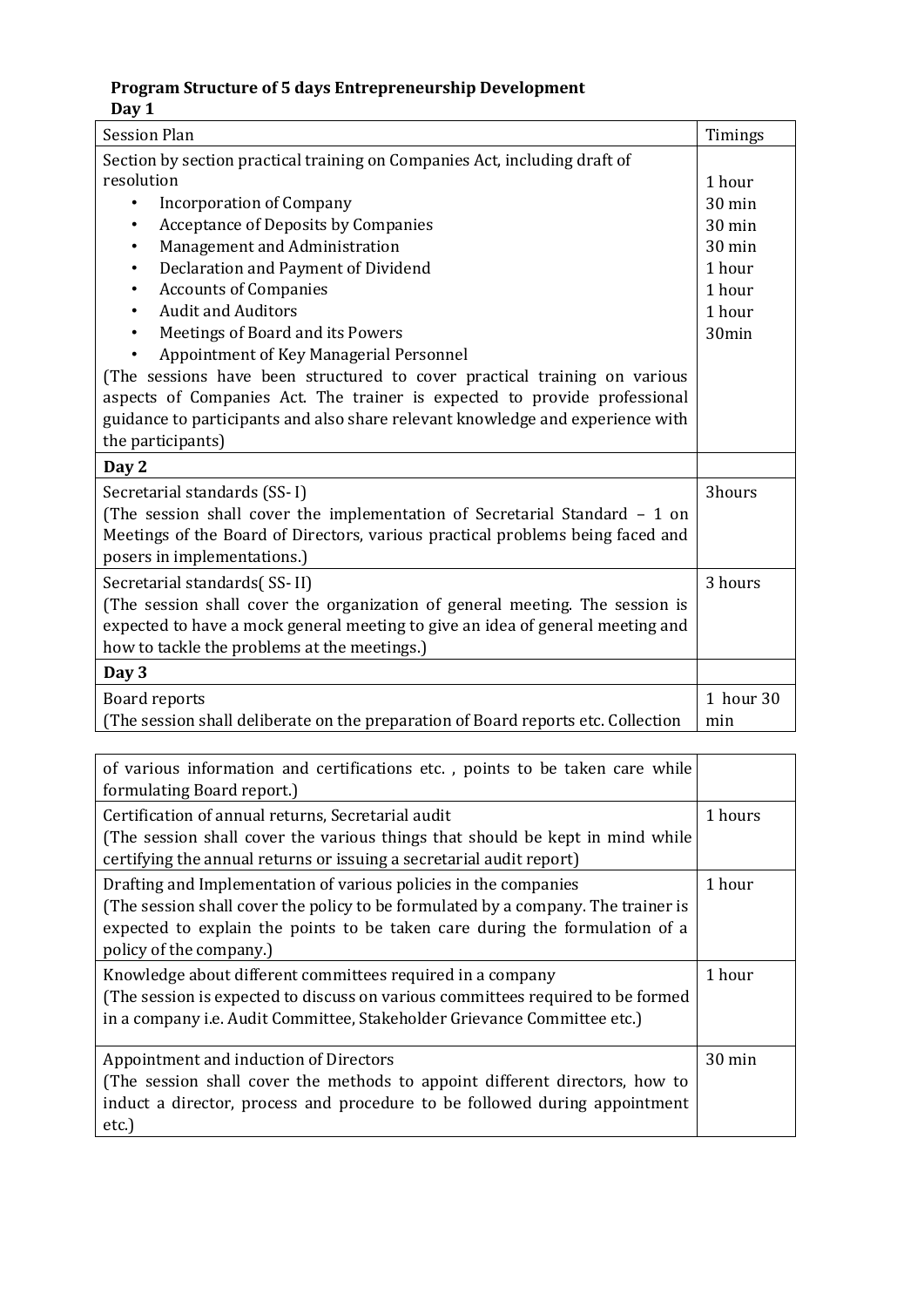**Program Structure of 5 days Entrepreneurship Development**

**Day 1**

| Session Plan | Timings |
|---|---|
| Section by section practical training on Companies Act, including draft of resolution<br>• Incorporation of Company<br>• Acceptance of Deposits by Companies<br>• Management and Administration<br>• Declaration and Payment of Dividend<br>• Accounts of Companies<br>• Audit and Auditors<br>• Meetings of Board and its Powers<br>• Appointment of Key Managerial Personnel<br>(The sessions have been structured to cover practical training on various aspects of Companies Act. The trainer is expected to provide professional guidance to participants and also share relevant knowledge and experience with the participants) | 1 hour<br>30 min<br>30 min<br>30 min<br>1 hour<br>1 hour<br>1 hour<br>30min |
| **Day 2** | |
| Secretarial standards (SS- I)<br>(The session shall cover the implementation of Secretarial Standard – 1 on Meetings of the Board of Directors, various practical problems being faced and posers in implementations.) | 3hours |
| Secretarial standards( SS- II)<br>(The session shall cover the organization of general meeting. The session is expected to have a mock general meeting to give an idea of general meeting and how to tackle the problems at the meetings.) | 3 hours |
| **Day 3** | |
| Board reports<br>(The session shall deliberate on the preparation of Board reports etc. Collection of various information and certifications etc. , points to be taken care while formulating Board report.) | 1 hour 30 min |
| Certification of annual returns, Secretarial audit<br>(The session shall cover the various things that should be kept in mind while certifying the annual returns or issuing a secretarial audit report) | 1 hours |
| Drafting and Implementation of various policies in the companies<br>(The session shall cover the policy to be formulated by a company. The trainer is expected to explain the points to be taken care during the formulation of a policy of the company.) | 1 hour |
| Knowledge about different committees required in a company<br>(The session is expected to discuss on various committees required to be formed in a company i.e. Audit Committee, Stakeholder Grievance Committee etc.) | 1 hour |
| Appointment and induction of Directors<br>(The session shall cover the methods to appoint different directors, how to induct a director, process and procedure to be followed during appointment etc.) | 30 min |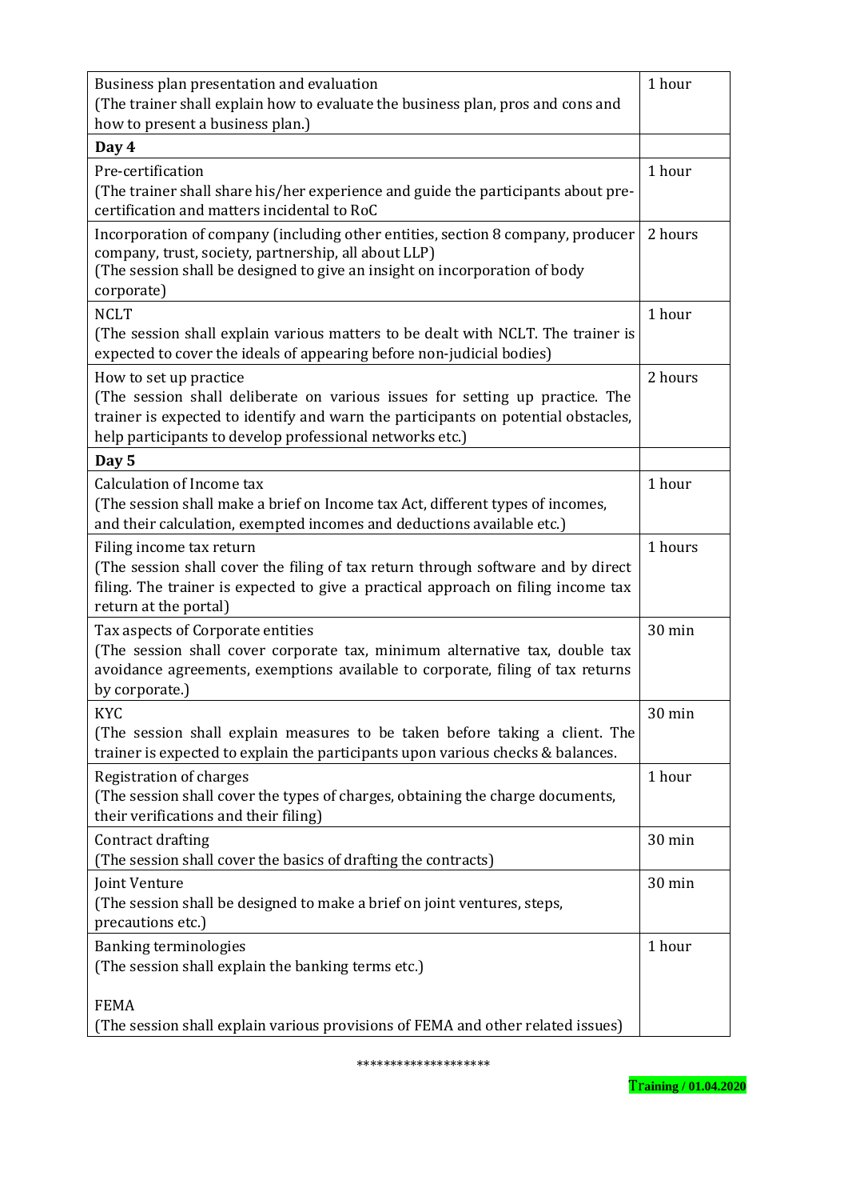| | |
|---|---|
| Business plan presentation and evaluation<br>(The trainer shall explain how to evaluate the business plan, pros and cons and how to present a business plan.) | 1 hour |
| **Day 4** | |
| Pre-certification<br>(The trainer shall share his/her experience and guide the participants about pre-certification and matters incidental to RoC | 1 hour |
| Incorporation of company (including other entities, section 8 company, producer company, trust, society, partnership, all about LLP)<br>(The session shall be designed to give an insight on incorporation of body corporate) | 2 hours |
| NCLT<br>(The session shall explain various matters to be dealt with NCLT. The trainer is expected to cover the ideals of appearing before non-judicial bodies) | 1 hour |
| How to set up practice<br>(The session shall deliberate on various issues for setting up practice. The trainer is expected to identify and warn the participants on potential obstacles, help participants to develop professional networks etc.) | 2 hours |
| **Day 5** | |
| Calculation of Income tax<br>(The session shall make a brief on Income tax Act, different types of incomes, and their calculation, exempted incomes and deductions available etc.) | 1 hour |
| Filing income tax return<br>(The session shall cover the filing of tax return through software and by direct filing. The trainer is expected to give a practical approach on filing income tax return at the portal) | 1 hours |
| Tax aspects of Corporate entities<br>(The session shall cover corporate tax, minimum alternative tax, double tax avoidance agreements, exemptions available to corporate, filing of tax returns by corporate.) | 30 min |
| KYC<br>(The session shall explain measures to be taken before taking a client. The trainer is expected to explain the participants upon various checks & balances. | 30 min |
| Registration of charges<br>(The session shall cover the types of charges, obtaining the charge documents, their verifications and their filing) | 1 hour |
| Contract drafting<br>(The session shall cover the basics of drafting the contracts) | 30 min |
| Joint Venture<br>(The session shall be designed to make a brief on joint ventures, steps, precautions etc.) | 30 min |
| Banking terminologies<br>(The session shall explain the banking terms etc.)<br><br>FEMA<br>(The session shall explain various provisions of FEMA and other related issues) | 1 hour |

********************

**Training / 01.04.2020**